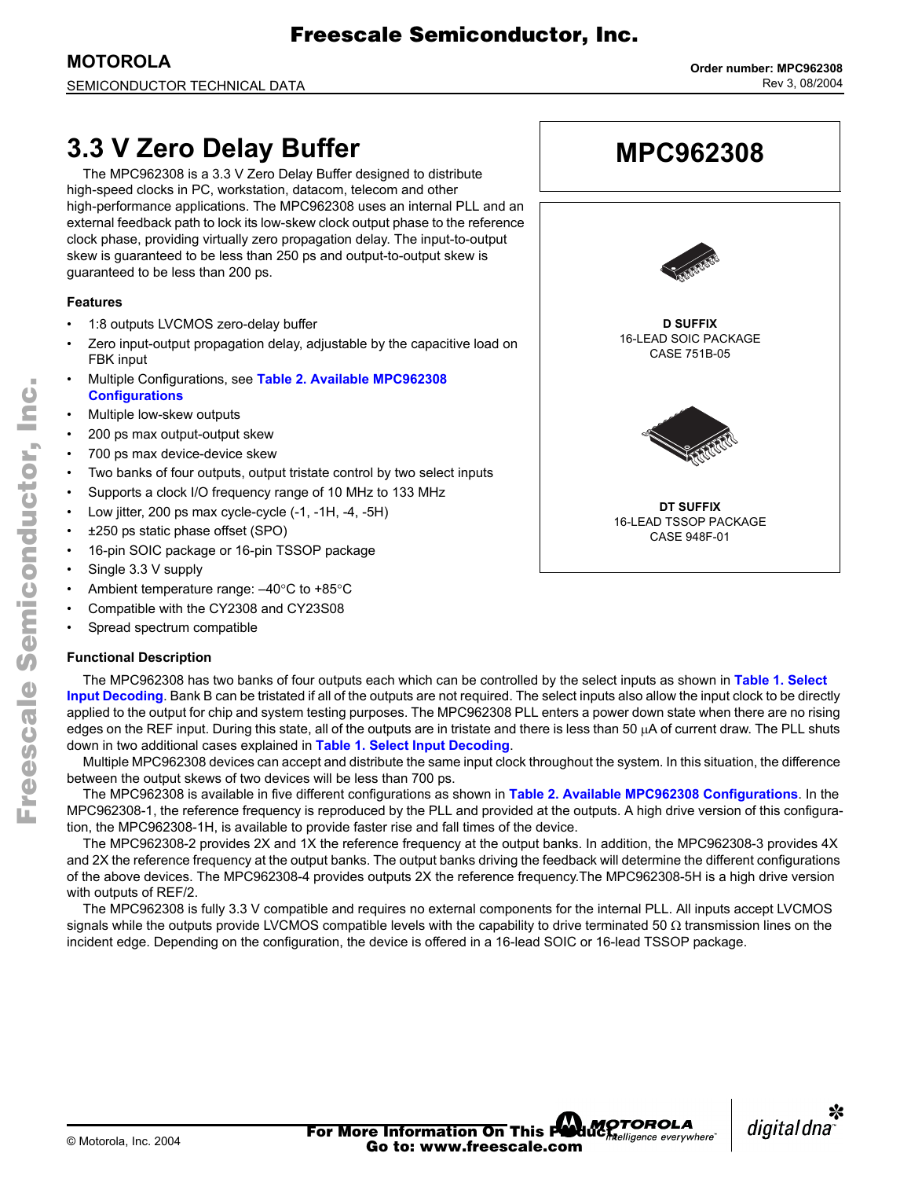Freescale Semiconductor, Inc.

**MOTOROLA**

SEMICONDUCTOR TECHNICAL DATA

Order number: MPC962308
Rev 3, 08/2004

# 3.3 V Zero Delay Buffer

The MPC962308 is a 3.3 V Zero Delay Buffer designed to distribute high-speed clocks in PC, workstation, datacom, telecom and other high-performance applications. The MPC962308 uses an internal PLL and an external feedback path to lock its low-skew clock output phase to the reference clock phase, providing virtually zero propagation delay. The input-to-output skew is guaranteed to be less than 250 ps and output-to-output skew is guaranteed to be less than 200 ps.

## MPC962308

**D SUFFIX**
16-LEAD SOIC PACKAGE
CASE 751B-05

**DT SUFFIX**
16-LEAD TSSOP PACKAGE
CASE 948F-01

### Features

- 1:8 outputs LVCMOS zero-delay buffer
- Zero input-output propagation delay, adjustable by the capacitive load on FBK input
- Multiple Configurations, see **Table 2. Available MPC962308 Configurations**
- Multiple low-skew outputs
- 200 ps max output-output skew
- 700 ps max device-device skew
- Two banks of four outputs, output tristate control by two select inputs
- Supports a clock I/O frequency range of 10 MHz to 133 MHz
- Low jitter, 200 ps max cycle-cycle (-1, -1H, -4, -5H)
- ±250 ps static phase offset (SPO)
- 16-pin SOIC package or 16-pin TSSOP package
- Single 3.3 V supply
- Ambient temperature range: –40°C to +85°C
- Compatible with the CY2308 and CY23S08
- Spread spectrum compatible

### Functional Description

The MPC962308 has two banks of four outputs each which can be controlled by the select inputs as shown in **Table 1. Select Input Decoding**. Bank B can be tristated if all of the outputs are not required. The select inputs also allow the input clock to be directly applied to the output for chip and system testing purposes. The MPC962308 PLL enters a power down state when there are no rising edges on the REF input. During this state, all of the outputs are in tristate and there is less than 50 µA of current draw. The PLL shuts down in two additional cases explained in **Table 1. Select Input Decoding**.

Multiple MPC962308 devices can accept and distribute the same input clock throughout the system. In this situation, the difference between the output skews of two devices will be less than 700 ps.

The MPC962308 is available in five different configurations as shown in **Table 2. Available MPC962308 Configurations**. In the MPC962308-1, the reference frequency is reproduced by the PLL and provided at the outputs. A high drive version of this configuration, the MPC962308-1H, is available to provide faster rise and fall times of the device.

The MPC962308-2 provides 2X and 1X the reference frequency at the output banks. In addition, the MPC962308-3 provides 4X and 2X the reference frequency at the output banks. The output banks driving the feedback will determine the different configurations of the above devices. The MPC962308-4 provides outputs 2X the reference frequency. The MPC962308-5H is a high drive version with outputs of REF/2.

The MPC962308 is fully 3.3 V compatible and requires no external components for the internal PLL. All inputs accept LVCMOS signals while the outputs provide LVCMOS compatible levels with the capability to drive terminated 50 Ω transmission lines on the incident edge. Depending on the configuration, the device is offered in a 16-lead SOIC or 16-lead TSSOP package.

© Motorola, Inc. 2004

**For More Information On This Product, Go to: www.freescale.com**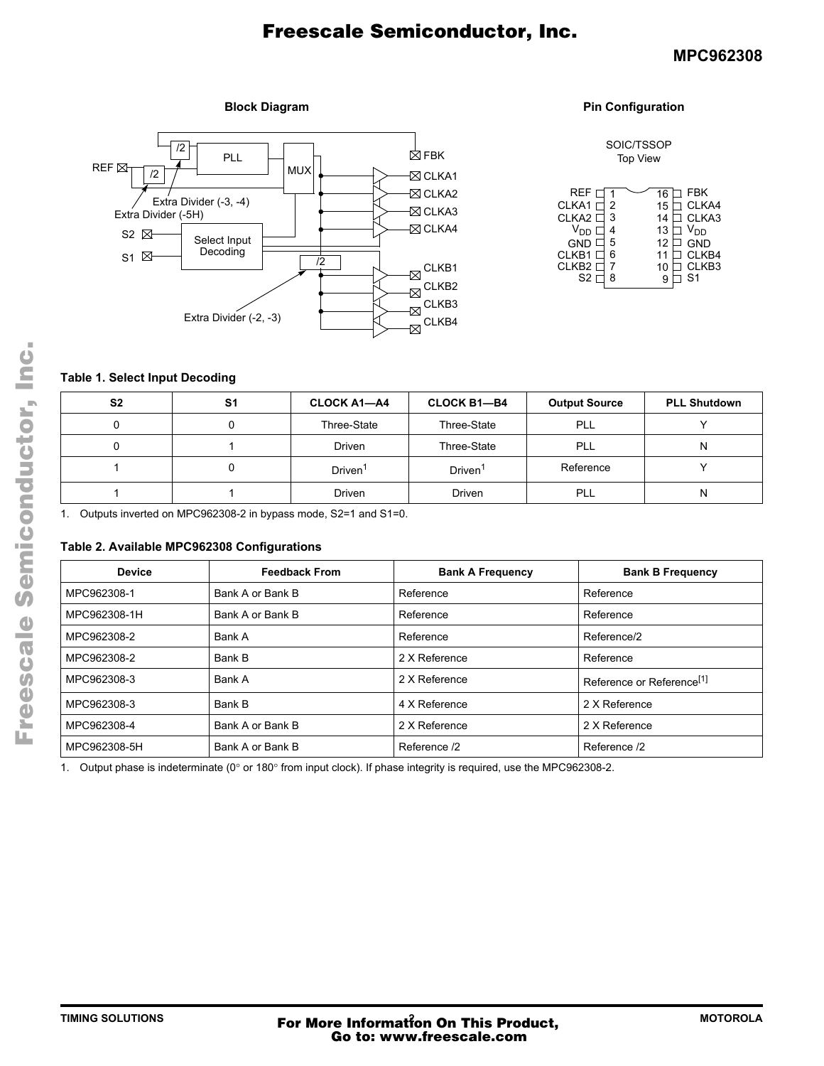**Block Diagram**

**Pin Configuration**

SOIC/TSSOP
Top View

| Pin | Name | Pin | Name |
|---|---|---|---|
| 1 | REF | 16 | FBK |
| 2 | CLKA1 | 15 | CLKA4 |
| 3 | CLKA2 | 14 | CLKA3 |
| 4 | $V_{DD}$ | 13 | $V_{DD}$ |
| 5 | GND | 12 | GND |
| 6 | CLKB1 | 11 | CLKB4 |
| 7 | CLKB2 | 10 | CLKB3 |
| 8 | S2 | 9 | S1 |

**Table 1. Select Input Decoding**

| S2 | S1 | CLOCK A1—A4 | CLOCK B1—B4 | Output Source | PLL Shutdown |
|---|---|---|---|---|---|
| 0 | 0 | Three-State | Three-State | PLL | Y |
| 0 | 1 | Driven | Three-State | PLL | N |
| 1 | 0 | Driven[1] | Driven[1] | Reference | Y |
| 1 | 1 | Driven | Driven | PLL | N |

1. Outputs inverted on MPC962308-2 in bypass mode, S2=1 and S1=0.

**Table 2. Available MPC962308 Configurations**

| Device | Feedback From | Bank A Frequency | Bank B Frequency |
|---|---|---|---|
| MPC962308-1 | Bank A or Bank B | Reference | Reference |
| MPC962308-1H | Bank A or Bank B | Reference | Reference |
| MPC962308-2 | Bank A | Reference | Reference/2 |
| MPC962308-2 | Bank B | 2 X Reference | Reference |
| MPC962308-3 | Bank A | 2 X Reference | Reference or Reference[1] |
| MPC962308-3 | Bank B | 4 X Reference | 2 X Reference |
| MPC962308-4 | Bank A or Bank B | 2 X Reference | 2 X Reference |
| MPC962308-5H | Bank A or Bank B | Reference /2 | Reference /2 |

1. Output phase is indeterminate (0° or 180° from input clock). If phase integrity is required, use the MPC962308-2.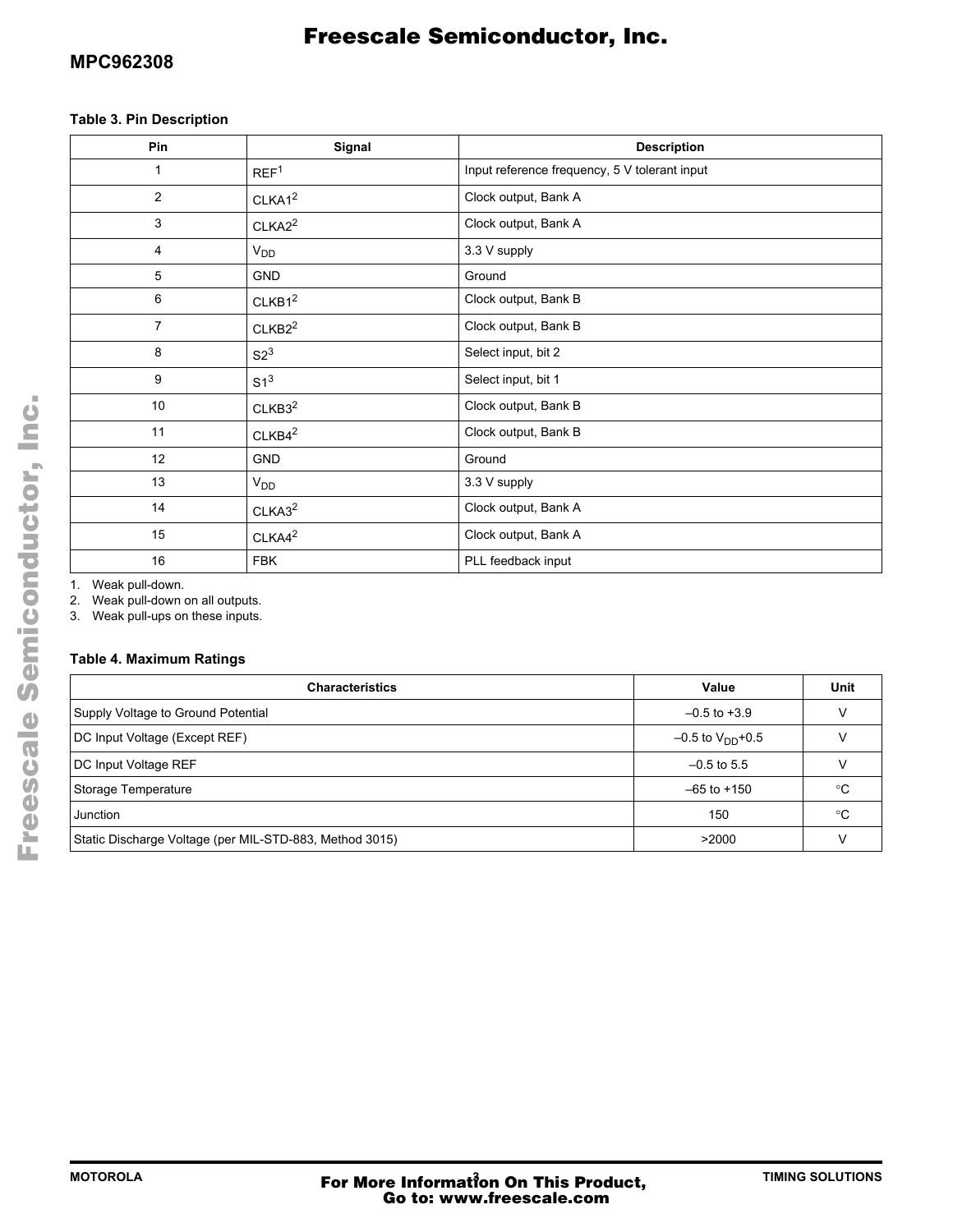**Table 3. Pin Description**

| Pin | Signal | Description |
|---|---|---|
| 1 | REF[1] | Input reference frequency, 5 V tolerant input |
| 2 | CLKA1[2] | Clock output, Bank A |
| 3 | CLKA2[2] | Clock output, Bank A |
| 4 | $V_{DD}$ | 3.3 V supply |
| 5 | GND | Ground |
| 6 | CLKB1[2] | Clock output, Bank B |
| 7 | CLKB2[2] | Clock output, Bank B |
| 8 | S2[3] | Select input, bit 2 |
| 9 | S1[3] | Select input, bit 1 |
| 10 | CLKB3[2] | Clock output, Bank B |
| 11 | CLKB4[2] | Clock output, Bank B |
| 12 | GND | Ground |
| 13 | $V_{DD}$ | 3.3 V supply |
| 14 | CLKA3[2] | Clock output, Bank A |
| 15 | CLKA4[2] | Clock output, Bank A |
| 16 | FBK | PLL feedback input |

1. Weak pull-down.
2. Weak pull-down on all outputs.
3. Weak pull-ups on these inputs.

**Table 4. Maximum Ratings**

| Characteristics | Value | Unit |
|---|---|---|
| Supply Voltage to Ground Potential | –0.5 to +3.9 | V |
| DC Input Voltage (Except REF) | –0.5 to $V_{DD}$+0.5 | V |
| DC Input Voltage REF | –0.5 to 5.5 | V |
| Storage Temperature | –65 to +150 | °C |
| Junction | 150 | °C |
| Static Discharge Voltage (per MIL-STD-883, Method 3015) | >2000 | V |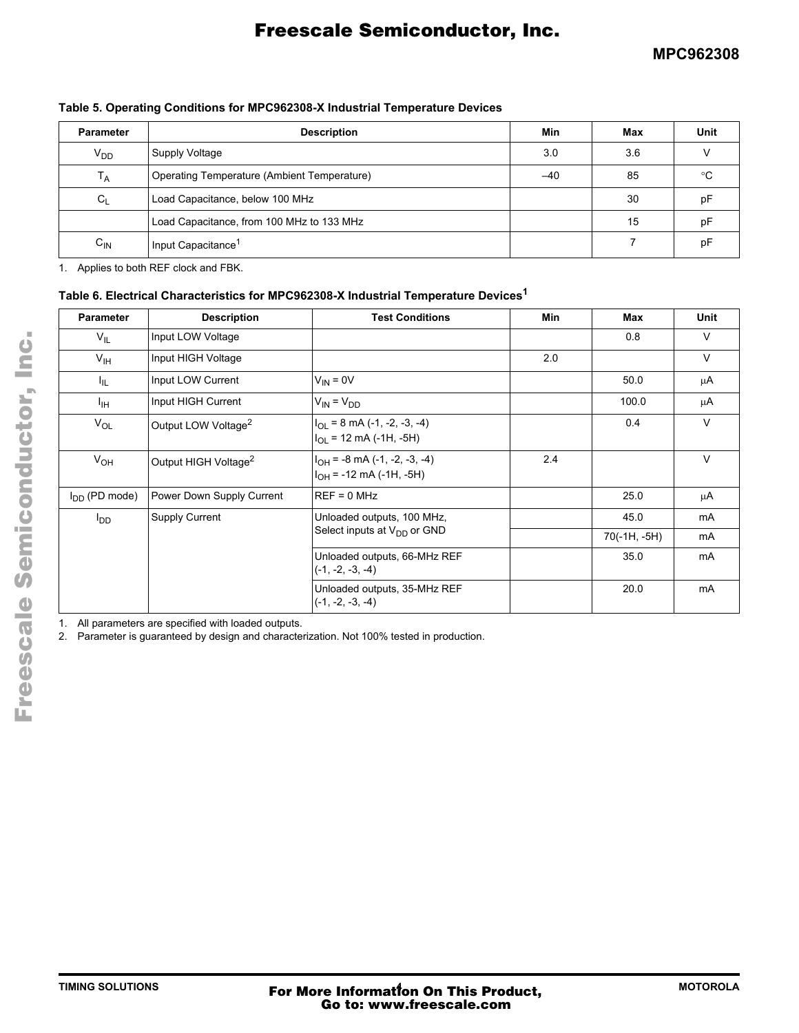**Table 5. Operating Conditions for MPC962308-X Industrial Temperature Devices**

| Parameter | Description | Min | Max | Unit |
|---|---|---|---|---|
| $V_{DD}$ | Supply Voltage | 3.0 | 3.6 | V |
| $T_A$ | Operating Temperature (Ambient Temperature) | –40 | 85 | °C |
| $C_L$ | Load Capacitance, below 100 MHz | | 30 | pF |
| | Load Capacitance, from 100 MHz to 133 MHz | | 15 | pF |
| $C_{IN}$ | Input Capacitance[1] | | 7 | pF |

1. Applies to both REF clock and FBK.

**Table 6. Electrical Characteristics for MPC962308-X Industrial Temperature Devices[1]**

| Parameter | Description | Test Conditions | Min | Max | Unit |
|---|---|---|---|---|---|
| $V_{IL}$ | Input LOW Voltage | | | 0.8 | V |
| $V_{IH}$ | Input HIGH Voltage | | 2.0 | | V |
| $I_{IL}$ | Input LOW Current | $V_{IN}$ = 0V | | 50.0 | μA |
| $I_{IH}$ | Input HIGH Current | $V_{IN}$ = $V_{DD}$ | | 100.0 | μA |
| $V_{OL}$ | Output LOW Voltage[2] | $I_{OL}$ = 8 mA (-1, -2, -3, -4)<br>$I_{OL}$ = 12 mA (-1H, -5H) | | 0.4 | V |
| $V_{OH}$ | Output HIGH Voltage[2] | $I_{OH}$ = -8 mA (-1, -2, -3, -4)<br>$I_{OH}$ = -12 mA (-1H, -5H) | 2.4 | | V |
| $I_{DD}$ (PD mode) | Power Down Supply Current | REF = 0 MHz | | 25.0 | μA |
| $I_{DD}$ | Supply Current | Unloaded outputs, 100 MHz, Select inputs at $V_{DD}$ or GND | | 45.0 | mA |
| | | | | 70(-1H, -5H) | mA |
| | | Unloaded outputs, 66-MHz REF (-1, -2, -3, -4) | | 35.0 | mA |
| | | Unloaded outputs, 35-MHz REF (-1, -2, -3, -4) | | 20.0 | mA |

1. All parameters are specified with loaded outputs.
2. Parameter is guaranteed by design and characterization. Not 100% tested in production.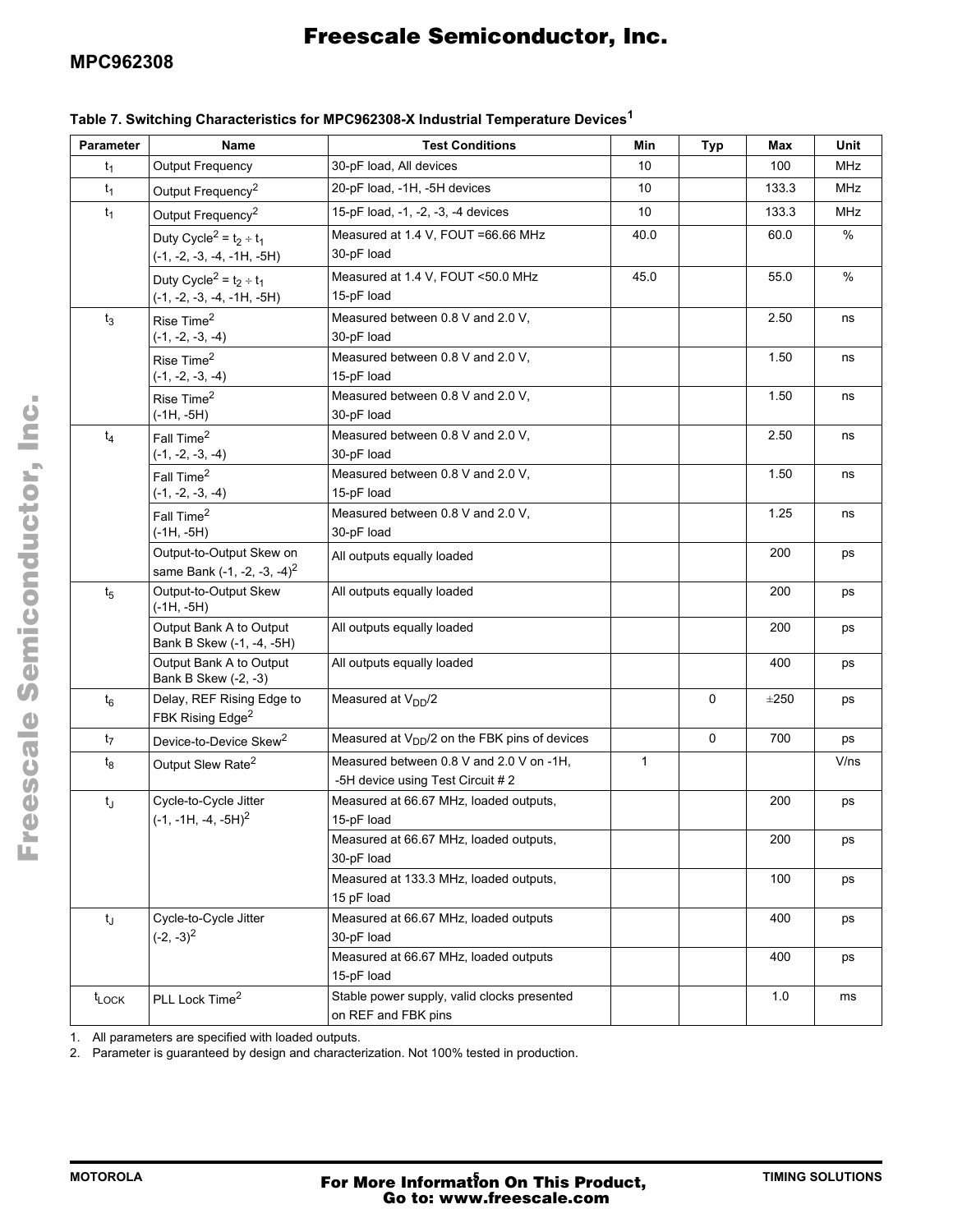**Table 7. Switching Characteristics for MPC962308-X Industrial Temperature Devices[1]**

| Parameter | Name | Test Conditions | Min | Typ | Max | Unit |
|---|---|---|---|---|---|---|
| $t_1$ | Output Frequency | 30-pF load, All devices | 10 | | 100 | MHz |
| $t_1$ | Output Frequency[2] | 20-pF load, -1H, -5H devices | 10 | | 133.3 | MHz |
| $t_1$ | Output Frequency[2] | 15-pF load, -1, -2, -3, -4 devices | 10 | | 133.3 | MHz |
| | Duty Cycle[2] = $t_2 \div t_1$ (-1, -2, -3, -4, -1H, -5H) | Measured at 1.4 V, FOUT =66.66 MHz 30-pF load | 40.0 | | 60.0 | % |
| | Duty Cycle[2] = $t_2 \div t_1$ (-1, -2, -3, -4, -1H, -5H) | Measured at 1.4 V, FOUT <50.0 MHz 15-pF load | 45.0 | | 55.0 | % |
| $t_3$ | Rise Time[2] (-1, -2, -3, -4) | Measured between 0.8 V and 2.0 V, 30-pF load | | | 2.50 | ns |
| | Rise Time[2] (-1, -2, -3, -4) | Measured between 0.8 V and 2.0 V, 15-pF load | | | 1.50 | ns |
| | Rise Time[2] (-1H, -5H) | Measured between 0.8 V and 2.0 V, 30-pF load | | | 1.50 | ns |
| $t_4$ | Fall Time[2] (-1, -2, -3, -4) | Measured between 0.8 V and 2.0 V, 30-pF load | | | 2.50 | ns |
| | Fall Time[2] (-1, -2, -3, -4) | Measured between 0.8 V and 2.0 V, 15-pF load | | | 1.50 | ns |
| | Fall Time[2] (-1H, -5H) | Measured between 0.8 V and 2.0 V, 30-pF load | | | 1.25 | ns |
| | Output-to-Output Skew on same Bank (-1, -2, -3, -4)[2] | All outputs equally loaded | | | 200 | ps |
| $t_5$ | Output-to-Output Skew (-1H, -5H) | All outputs equally loaded | | | 200 | ps |
| | Output Bank A to Output Bank B Skew (-1, -4, -5H) | All outputs equally loaded | | | 200 | ps |
| | Output Bank A to Output Bank B Skew (-2, -3) | All outputs equally loaded | | | 400 | ps |
| $t_6$ | Delay, REF Rising Edge to FBK Rising Edge[2] | Measured at $V_{DD}/2$ | | 0 | ±250 | ps |
| $t_7$ | Device-to-Device Skew[2] | Measured at $V_{DD}/2$ on the FBK pins of devices | | 0 | 700 | ps |
| $t_8$ | Output Slew Rate[2] | Measured between 0.8 V and 2.0 V on -1H, -5H device using Test Circuit # 2 | 1 | | | V/ns |
| $t_J$ | Cycle-to-Cycle Jitter (-1, -1H, -4, -5H)[2] | Measured at 66.67 MHz, loaded outputs, 15-pF load | | | 200 | ps |
| | | Measured at 66.67 MHz, loaded outputs, 30-pF load | | | 200 | ps |
| | | Measured at 133.3 MHz, loaded outputs, 15 pF load | | | 100 | ps |
| $t_J$ | Cycle-to-Cycle Jitter (-2, -3)[2] | Measured at 66.67 MHz, loaded outputs 30-pF load | | | 400 | ps |
| | | Measured at 66.67 MHz, loaded outputs 15-pF load | | | 400 | ps |
| $t_{LOCK}$ | PLL Lock Time[2] | Stable power supply, valid clocks presented on REF and FBK pins | | | 1.0 | ms |

1. All parameters are specified with loaded outputs.
2. Parameter is guaranteed by design and characterization. Not 100% tested in production.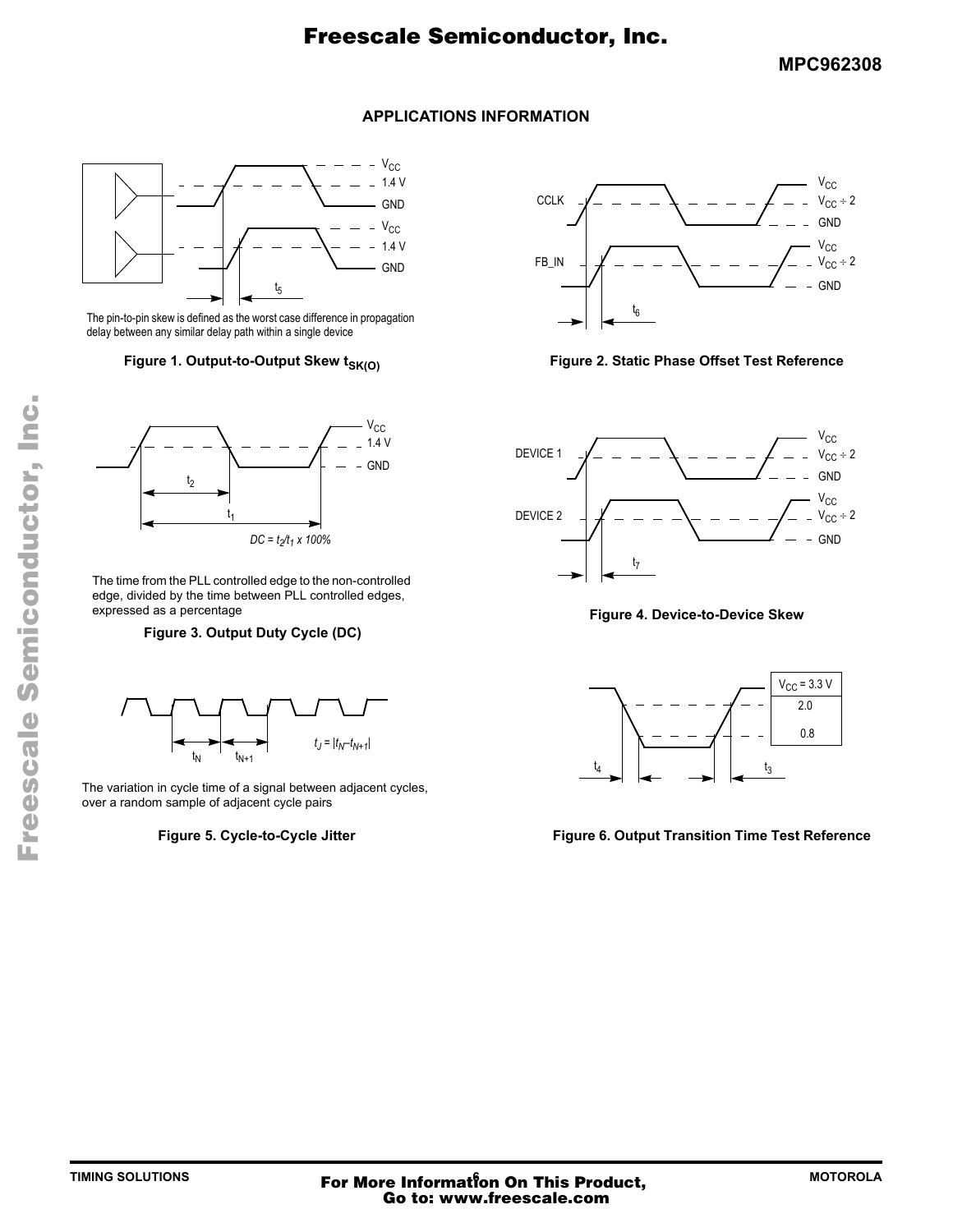## APPLICATIONS INFORMATION

The pin-to-pin skew is defined as the worst case difference in propagation delay between any similar delay path within a single device

**Figure 1. Output-to-Output Skew $t_{SK(O)}$**

**Figure 2. Static Phase Offset Test Reference**

$DC = t_2/t_1 \times 100\%$

The time from the PLL controlled edge to the non-controlled edge, divided by the time between PLL controlled edges, expressed as a percentage

**Figure 3. Output Duty Cycle (DC)**

**Figure 4. Device-to-Device Skew**

$t_J = |t_N - t_{N+1}|$

The variation in cycle time of a signal between adjacent cycles, over a random sample of adjacent cycle pairs

**Figure 5. Cycle-to-Cycle Jitter**

**Figure 6. Output Transition Time Test Reference**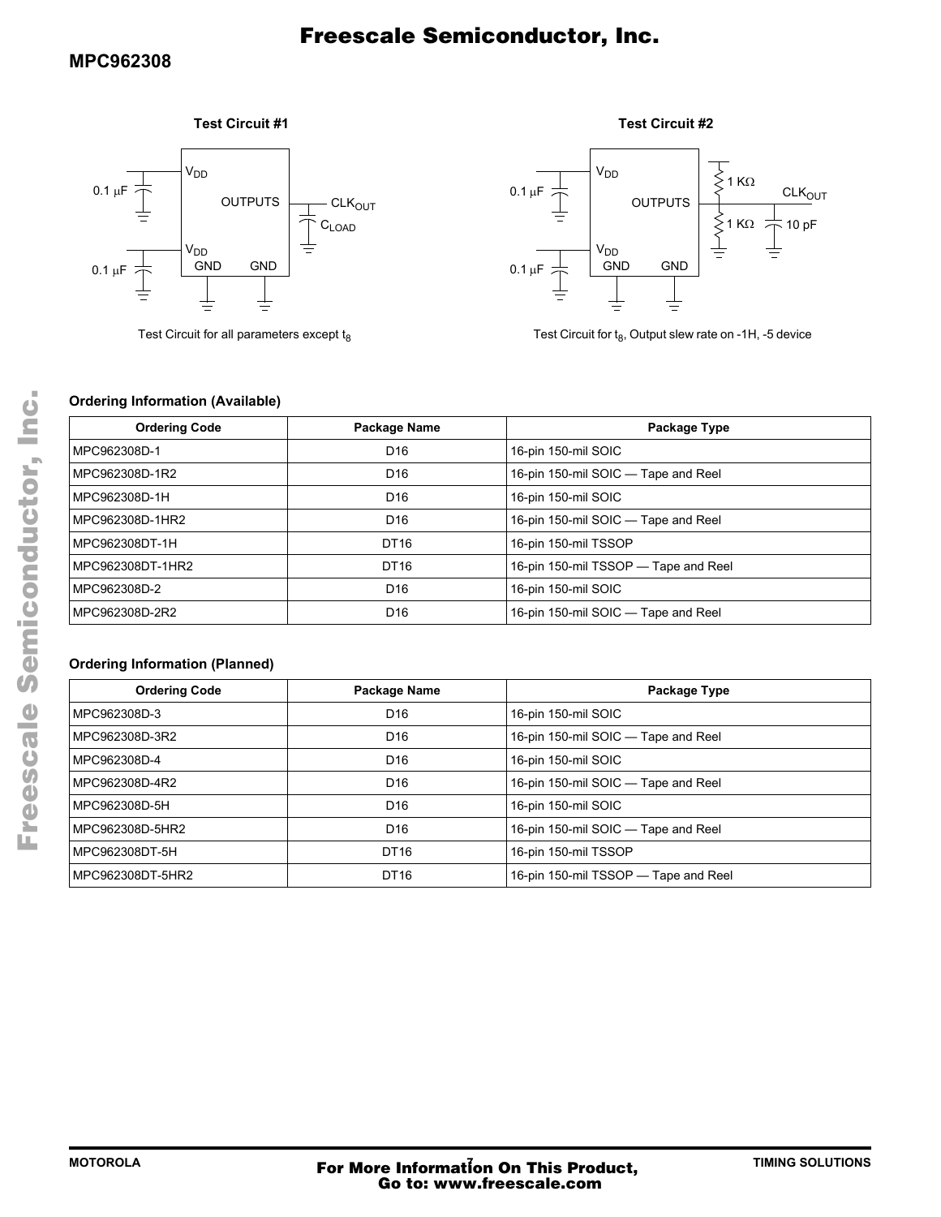**Test Circuit #1**

$V_{DD}$, OUTPUTS, $CLK_{OUT}$, $C_{LOAD}$, 0.1 μF, $V_{DD}$, GND, GND, 0.1 μF

Test Circuit for all parameters except $t_8$

**Test Circuit #2**

$V_{DD}$, OUTPUTS, 1 KΩ, 1 KΩ, $CLK_{OUT}$, 10 pF, 0.1 μF, $V_{DD}$, GND, GND, 0.1 μF

Test Circuit for $t_8$, Output slew rate on -1H, -5 device

### Ordering Information (Available)

| Ordering Code | Package Name | Package Type |
| --- | --- | --- |
| MPC962308D-1 | D16 | 16-pin 150-mil SOIC |
| MPC962308D-1R2 | D16 | 16-pin 150-mil SOIC — Tape and Reel |
| MPC962308D-1H | D16 | 16-pin 150-mil SOIC |
| MPC962308D-1HR2 | D16 | 16-pin 150-mil SOIC — Tape and Reel |
| MPC962308DT-1H | DT16 | 16-pin 150-mil TSSOP |
| MPC962308DT-1HR2 | DT16 | 16-pin 150-mil TSSOP — Tape and Reel |
| MPC962308D-2 | D16 | 16-pin 150-mil SOIC |
| MPC962308D-2R2 | D16 | 16-pin 150-mil SOIC — Tape and Reel |

### Ordering Information (Planned)

| Ordering Code | Package Name | Package Type |
| --- | --- | --- |
| MPC962308D-3 | D16 | 16-pin 150-mil SOIC |
| MPC962308D-3R2 | D16 | 16-pin 150-mil SOIC — Tape and Reel |
| MPC962308D-4 | D16 | 16-pin 150-mil SOIC |
| MPC962308D-4R2 | D16 | 16-pin 150-mil SOIC — Tape and Reel |
| MPC962308D-5H | D16 | 16-pin 150-mil SOIC |
| MPC962308D-5HR2 | D16 | 16-pin 150-mil SOIC — Tape and Reel |
| MPC962308DT-5H | DT16 | 16-pin 150-mil TSSOP |
| MPC962308DT-5HR2 | DT16 | 16-pin 150-mil TSSOP — Tape and Reel |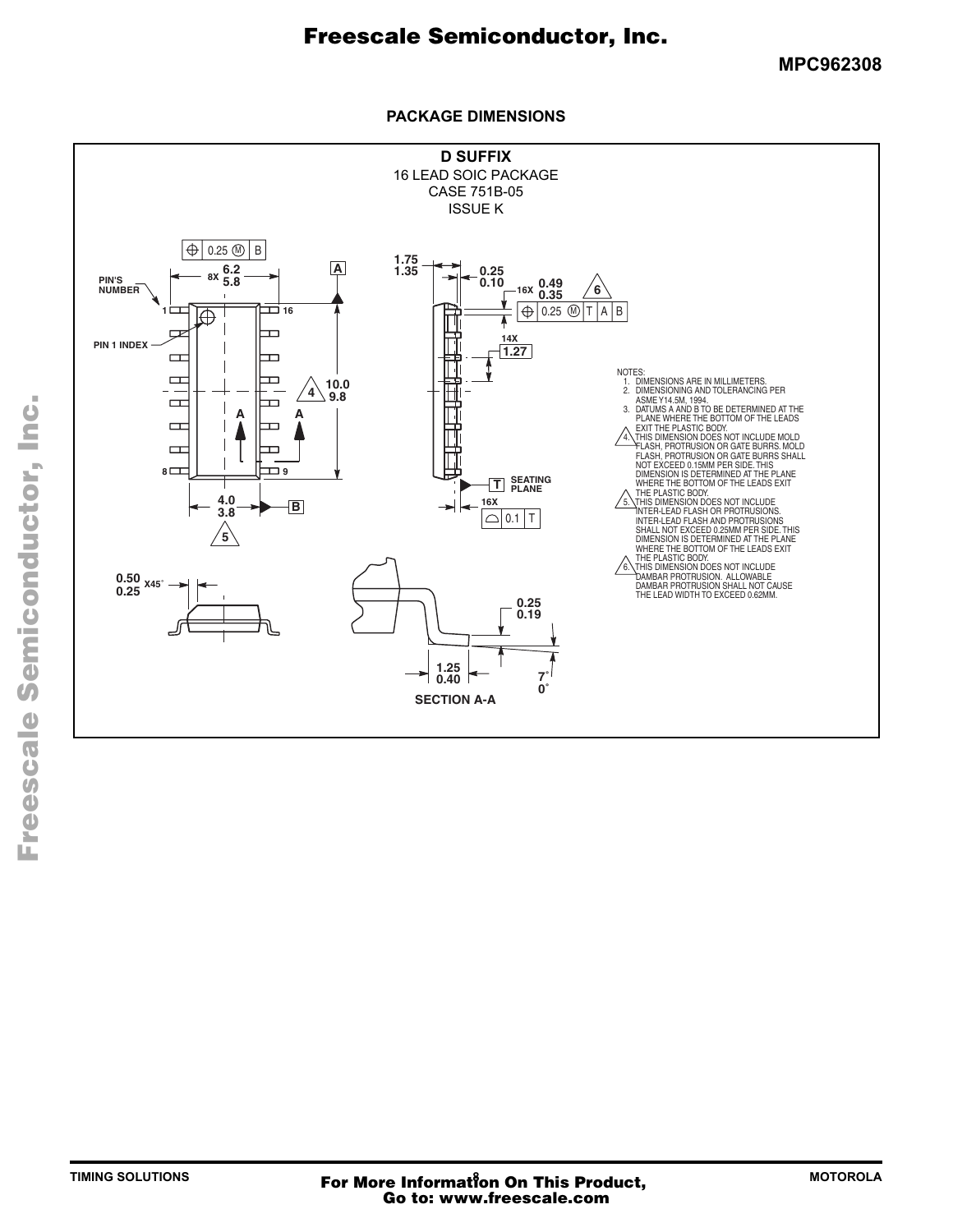## PACKAGE DIMENSIONS

**D SUFFIX**
16 LEAD SOIC PACKAGE
CASE 751B-05
ISSUE K

NOTES:
1. DIMENSIONS ARE IN MILLIMETERS.
2. DIMENSIONING AND TOLERANCING PER ASME Y14.5M, 1994.
3. DATUMS A AND B TO BE DETERMINED AT THE PLANE WHERE THE BOTTOM OF THE LEADS EXIT THE PLASTIC BODY.
4. THIS DIMENSION DOES NOT INCLUDE MOLD FLASH, PROTRUSION OR GATE BURRS. MOLD FLASH, PROTRUSION OR GATE BURRS SHALL NOT EXCEED 0.15MM PER SIDE. THIS DIMENSION IS DETERMINED AT THE PLANE WHERE THE BOTTOM OF THE LEADS EXIT THE PLASTIC BODY.
5. THIS DIMENSION DOES NOT INCLUDE INTER-LEAD FLASH OR PROTRUSIONS. INTER-LEAD FLASH AND PROTRUSIONS SHALL NOT EXCEED 0.25MM PER SIDE. THIS DIMENSION IS DETERMINED AT THE PLANE WHERE THE BOTTOM OF THE LEADS EXIT THE PLASTIC BODY.
6. THIS DIMENSION DOES NOT INCLUDE DAMBAR PROTRUSION. ALLOWABLE DAMBAR PROTRUSION SHALL NOT CAUSE THE LEAD WIDTH TO EXCEED 0.62MM.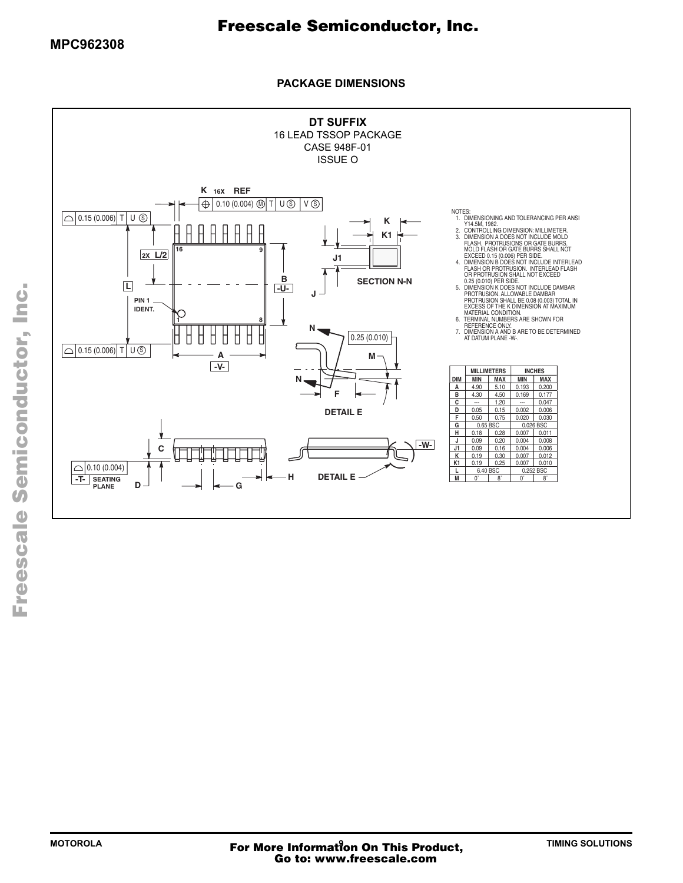## PACKAGE DIMENSIONS

**DT SUFFIX**
16 LEAD TSSOP PACKAGE
CASE 948F-01
ISSUE O

NOTES:
1. DIMENSIONING AND TOLERANCING PER ANSI Y14.5M, 1982.
2. CONTROLLING DIMENSION: MILLIMETER.
3. DIMENSION A DOES NOT INCLUDE MOLD FLASH. PROTRUSIONS OR GATE BURRS. MOLD FLASH OR GATE BURRS SHALL NOT EXCEED 0.15 (0.006) PER SIDE.
4. DIMENSION B DOES NOT INCLUDE INTERLEAD FLASH OR PROTRUSION. INTERLEAD FLASH OR PROTRUSION SHALL NOT EXCEED 0.25 (0.010) PER SIDE.
5. DIMENSION K DOES NOT INCLUDE DAMBAR PROTRUSION. ALLOWABLE DAMBAR PROTRUSION SHALL BE 0.08 (0.003) TOTAL IN EXCESS OF THE K DIMENSION AT MAXIMUM MATERIAL CONDITION.
6. TERMINAL NUMBERS ARE SHOWN FOR REFERENCE ONLY.
7. DIMENSION A AND B ARE TO BE DETERMINED AT DATUM PLANE -W-.

| DIM | MILLIMETERS MIN | MILLIMETERS MAX | INCHES MIN | INCHES MAX |
|---|---|---|---|---|
| A | 4.90 | 5.10 | 0.193 | 0.200 |
| B | 4.30 | 4.50 | 0.169 | 0.177 |
| C | --- | 1.20 | --- | 0.047 |
| D | 0.05 | 0.15 | 0.002 | 0.006 |
| F | 0.50 | 0.75 | 0.020 | 0.030 |
| G | 0.65 BSC | | 0.026 BSC | |
| H | 0.18 | 0.28 | 0.007 | 0.011 |
| J | 0.09 | 0.20 | 0.004 | 0.008 |
| J1 | 0.09 | 0.16 | 0.004 | 0.006 |
| K | 0.19 | 0.30 | 0.007 | 0.012 |
| K1 | 0.19 | 0.25 | 0.007 | 0.010 |
| L | 6.40 BSC | | 0.252 BSC | |
| M | 0° | 8° | 0° | 8° |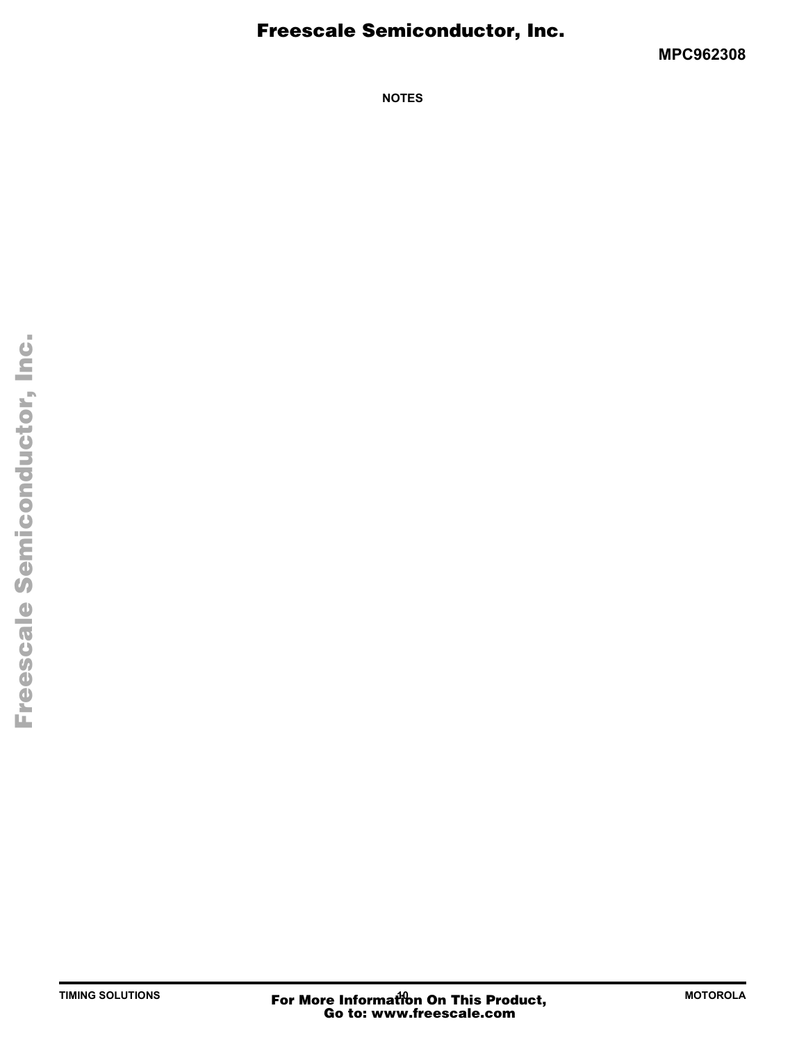NOTES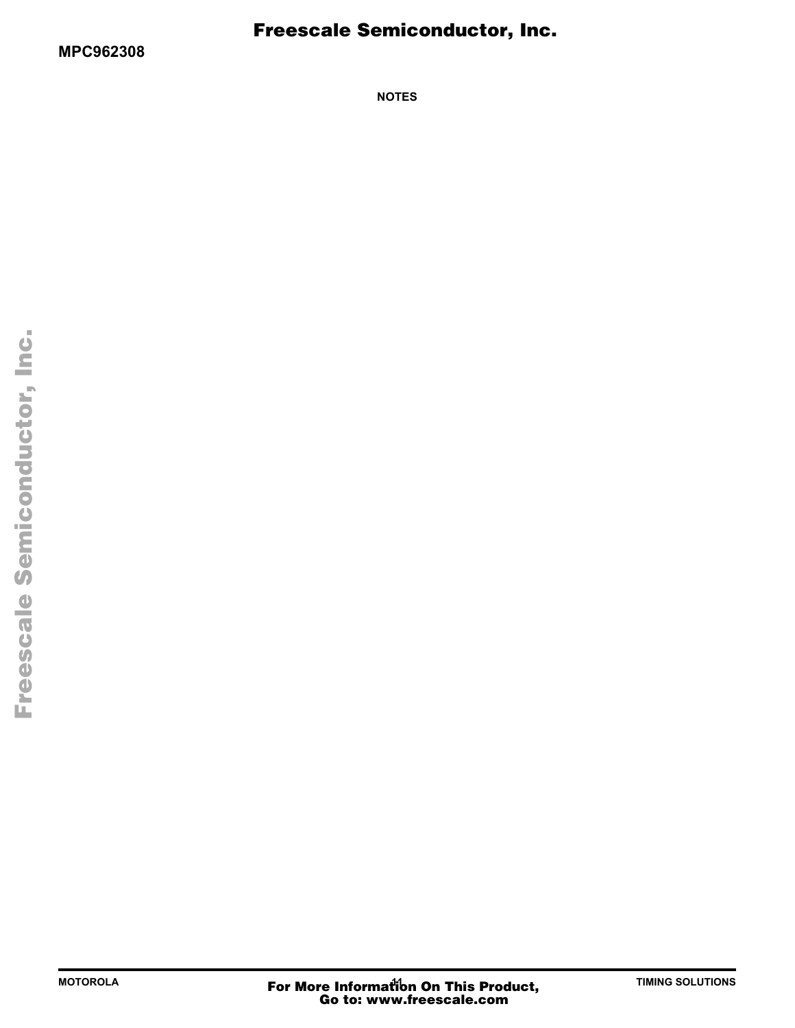NOTES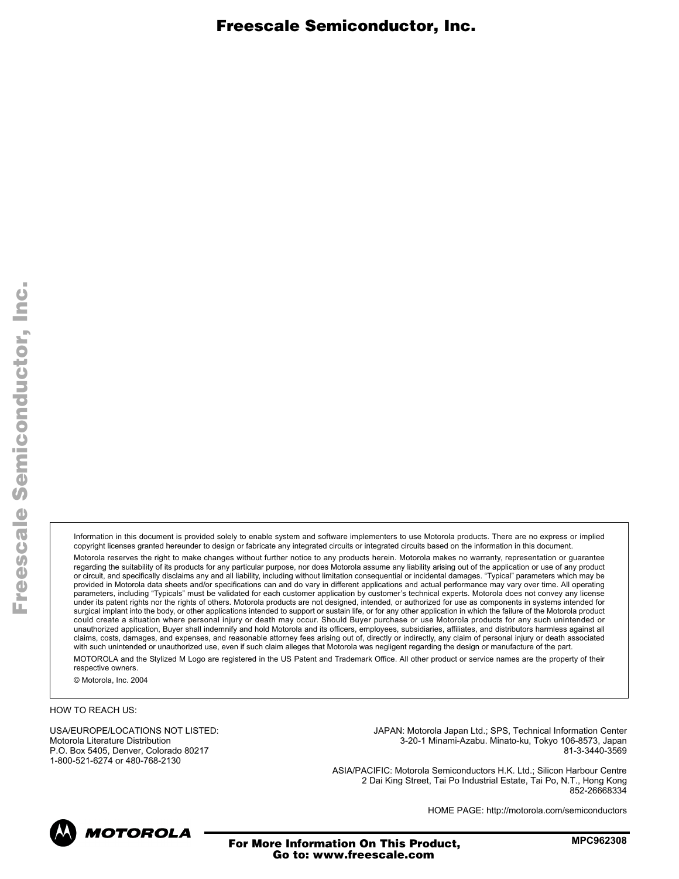Information in this document is provided solely to enable system and software implementers to use Motorola products. There are no express or implied copyright licenses granted hereunder to design or fabricate any integrated circuits or integrated circuits based on the information in this document.

Motorola reserves the right to make changes without further notice to any products herein. Motorola makes no warranty, representation or guarantee regarding the suitability of its products for any particular purpose, nor does Motorola assume any liability arising out of the application or use of any product or circuit, and specifically disclaims any and all liability, including without limitation consequential or incidental damages. "Typical" parameters which may be provided in Motorola data sheets and/or specifications can and do vary in different applications and actual performance may vary over time. All operating parameters, including "Typicals" must be validated for each customer application by customer's technical experts. Motorola does not convey any license under its patent rights nor the rights of others. Motorola products are not designed, intended, or authorized for use as components in systems intended for surgical implant into the body, or other applications intended to support or sustain life, or for any other application in which the failure of the Motorola product could create a situation where personal injury or death may occur. Should Buyer purchase or use Motorola products for any such unintended or unauthorized application, Buyer shall indemnify and hold Motorola and its officers, employees, subsidiaries, affiliates, and distributors harmless against all claims, costs, damages, and expenses, and reasonable attorney fees arising out of, directly or indirectly, any claim of personal injury or death associated with such unintended or unauthorized use, even if such claim alleges that Motorola was negligent regarding the design or manufacture of the part.

MOTOROLA and the Stylized M Logo are registered in the US Patent and Trademark Office. All other product or service names are the property of their respective owners.

© Motorola, Inc. 2004

HOW TO REACH US:

USA/EUROPE/LOCATIONS NOT LISTED:
Motorola Literature Distribution
P.O. Box 5405, Denver, Colorado 80217
1-800-521-6274 or 480-768-2130

JAPAN: Motorola Japan Ltd.; SPS, Technical Information Center
3-20-1 Minami-Azabu. Minato-ku, Tokyo 106-8573, Japan
81-3-3440-3569

ASIA/PACIFIC: Motorola Semiconductors H.K. Ltd.; Silicon Harbour Centre
2 Dai King Street, Tai Po Industrial Estate, Tai Po, N.T., Hong Kong
852-26668334

HOME PAGE: http://motorola.com/semiconductors

**MOTOROLA**

MPC962308

**For More Information On This Product,
Go to: www.freescale.com**